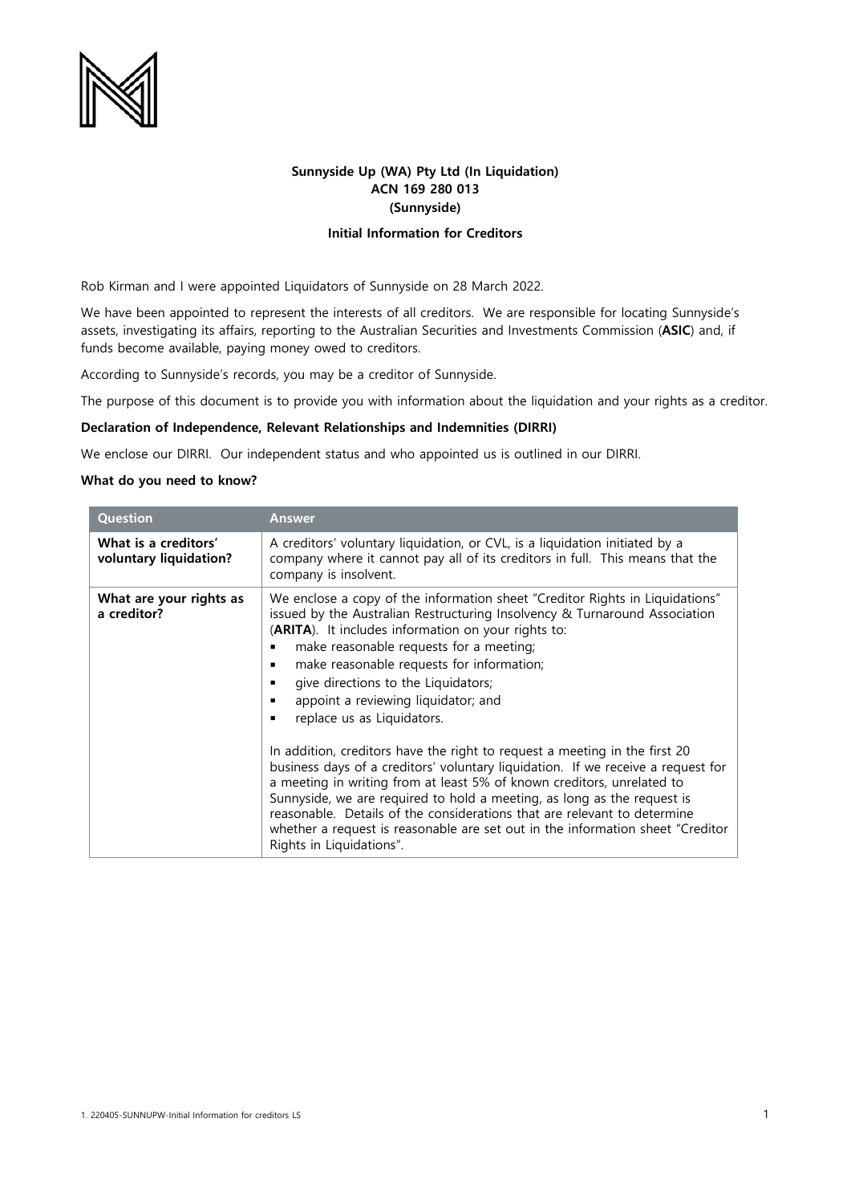**Sunnyside Up (WA) Pty Ltd (In Liquidation)**
**ACN 169 280 013**
**(Sunnyside)**

**Initial Information for Creditors**

Rob Kirman and I were appointed Liquidators of Sunnyside on 28 March 2022.

We have been appointed to represent the interests of all creditors. We are responsible for locating Sunnyside's assets, investigating its affairs, reporting to the Australian Securities and Investments Commission (**ASIC**) and, if funds become available, paying money owed to creditors.

According to Sunnyside's records, you may be a creditor of Sunnyside.

The purpose of this document is to provide you with information about the liquidation and your rights as a creditor.

**Declaration of Independence, Relevant Relationships and Indemnities (DIRRI)**

We enclose our DIRRI. Our independent status and who appointed us is outlined in our DIRRI.

**What do you need to know?**

| Question | Answer |
|---|---|
| **What is a creditors' voluntary liquidation?** | A creditors' voluntary liquidation, or CVL, is a liquidation initiated by a company where it cannot pay all of its creditors in full. This means that the company is insolvent. |
| **What are your rights as a creditor?** | We enclose a copy of the information sheet "Creditor Rights in Liquidations" issued by the Australian Restructuring Insolvency & Turnaround Association (**ARITA**). It includes information on your rights to:<br>▪ make reasonable requests for a meeting;<br>▪ make reasonable requests for information;<br>▪ give directions to the Liquidators;<br>▪ appoint a reviewing liquidator; and<br>▪ replace us as Liquidators.<br><br>In addition, creditors have the right to request a meeting in the first 20 business days of a creditors' voluntary liquidation. If we receive a request for a meeting in writing from at least 5% of known creditors, unrelated to Sunnyside, we are required to hold a meeting, as long as the request is reasonable. Details of the considerations that are relevant to determine whether a request is reasonable are set out in the information sheet "Creditor Rights in Liquidations". |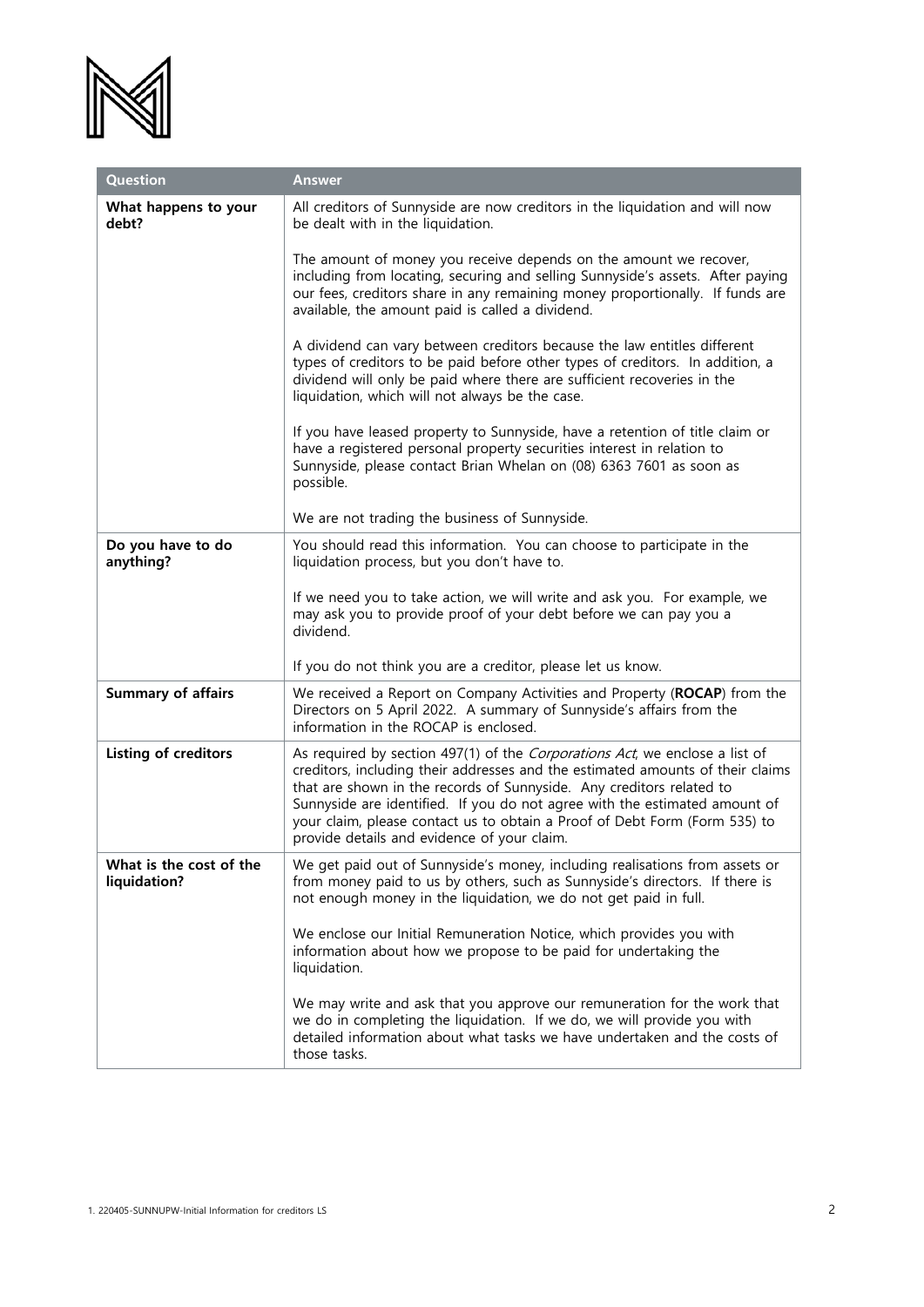| Question | Answer |
| --- | --- |
| **What happens to your debt?** | All creditors of Sunnyside are now creditors in the liquidation and will now be dealt with in the liquidation.<br><br>The amount of money you receive depends on the amount we recover, including from locating, securing and selling Sunnyside's assets. After paying our fees, creditors share in any remaining money proportionally. If funds are available, the amount paid is called a dividend.<br><br>A dividend can vary between creditors because the law entitles different types of creditors to be paid before other types of creditors. In addition, a dividend will only be paid where there are sufficient recoveries in the liquidation, which will not always be the case.<br><br>If you have leased property to Sunnyside, have a retention of title claim or have a registered personal property securities interest in relation to Sunnyside, please contact Brian Whelan on (08) 6363 7601 as soon as possible.<br><br>We are not trading the business of Sunnyside. |
| **Do you have to do anything?** | You should read this information. You can choose to participate in the liquidation process, but you don't have to.<br><br>If we need you to take action, we will write and ask you. For example, we may ask you to provide proof of your debt before we can pay you a dividend.<br><br>If you do not think you are a creditor, please let us know. |
| **Summary of affairs** | We received a Report on Company Activities and Property (**ROCAP**) from the Directors on 5 April 2022. A summary of Sunnyside's affairs from the information in the ROCAP is enclosed. |
| **Listing of creditors** | As required by section 497(1) of the *Corporations Act*, we enclose a list of creditors, including their addresses and the estimated amounts of their claims that are shown in the records of Sunnyside. Any creditors related to Sunnyside are identified. If you do not agree with the estimated amount of your claim, please contact us to obtain a Proof of Debt Form (Form 535) to provide details and evidence of your claim. |
| **What is the cost of the liquidation?** | We get paid out of Sunnyside's money, including realisations from assets or from money paid to us by others, such as Sunnyside's directors. If there is not enough money in the liquidation, we do not get paid in full.<br><br>We enclose our Initial Remuneration Notice, which provides you with information about how we propose to be paid for undertaking the liquidation.<br><br>We may write and ask that you approve our remuneration for the work that we do in completing the liquidation. If we do, we will provide you with detailed information about what tasks we have undertaken and the costs of those tasks. |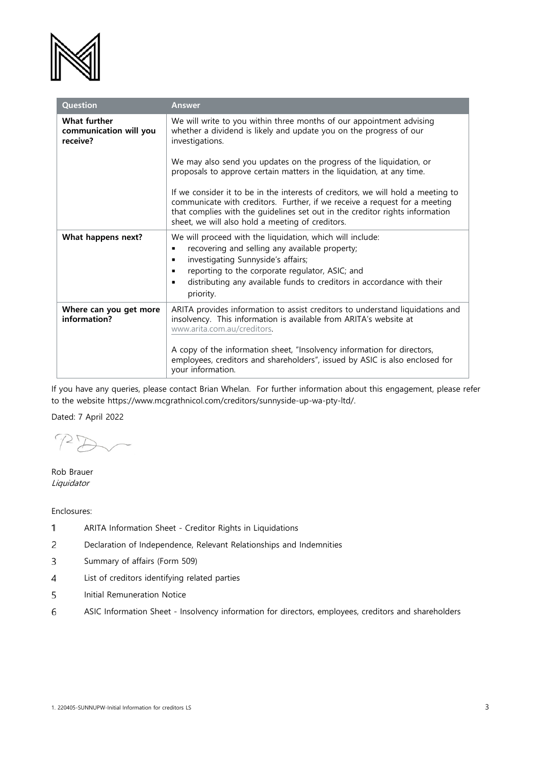| Question | Answer |
|---|---|
| **What further communication will you receive?** | We will write to you within three months of our appointment advising whether a dividend is likely and update you on the progress of our investigations.<br><br>We may also send you updates on the progress of the liquidation, or proposals to approve certain matters in the liquidation, at any time.<br><br>If we consider it to be in the interests of creditors, we will hold a meeting to communicate with creditors. Further, if we receive a request for a meeting that complies with the guidelines set out in the creditor rights information sheet, we will also hold a meeting of creditors. |
| **What happens next?** | We will proceed with the liquidation, which will include:<br>▪ recovering and selling any available property;<br>▪ investigating Sunnyside's affairs;<br>▪ reporting to the corporate regulator, ASIC; and<br>▪ distributing any available funds to creditors in accordance with their priority. |
| **Where can you get more information?** | ARITA provides information to assist creditors to understand liquidations and insolvency. This information is available from ARITA's website at www.arita.com.au/creditors.<br><br>A copy of the information sheet, "Insolvency information for directors, employees, creditors and shareholders", issued by ASIC is also enclosed for your information. |

If you have any queries, please contact Brian Whelan. For further information about this engagement, please refer to the website https://www.mcgrathnicol.com/creditors/sunnyside-up-wa-pty-ltd/.

Dated: 7 April 2022

Rob Brauer
*Liquidator*

Enclosures:

1. ARITA Information Sheet - Creditor Rights in Liquidations
2. Declaration of Independence, Relevant Relationships and Indemnities
3. Summary of affairs (Form 509)
4. List of creditors identifying related parties
5. Initial Remuneration Notice
6. ASIC Information Sheet - Insolvency information for directors, employees, creditors and shareholders